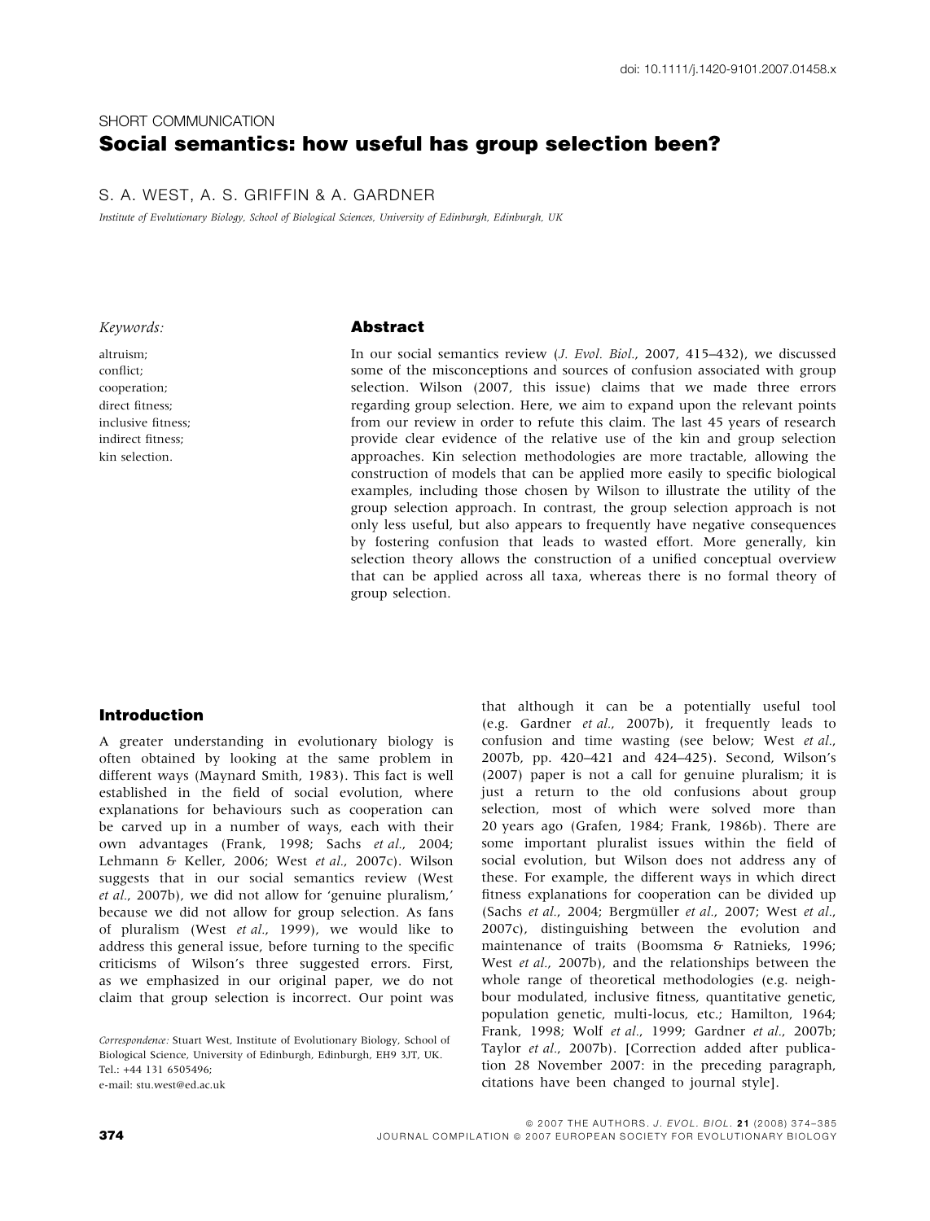doi: 10.1111/j.1420-9101.2007.01458.x

SHORT COMMUNICATION

# Social semantics: how useful has group selection been?

S. A. WEST, A. S. GRIFFIN & A. GARDNER

*Institute of Evolutionary Biology, School of Biological Sciences, University of Edinburgh, Edinburgh, UK*

*Keywords:*

altruism;
conflict;
cooperation;
direct fitness;
inclusive fitness;
indirect fitness;
kin selection.

## Abstract

In our social semantics review (*J. Evol. Biol.*, 2007, 415–432), we discussed some of the misconceptions and sources of confusion associated with group selection. Wilson (2007, this issue) claims that we made three errors regarding group selection. Here, we aim to expand upon the relevant points from our review in order to refute this claim. The last 45 years of research provide clear evidence of the relative use of the kin and group selection approaches. Kin selection methodologies are more tractable, allowing the construction of models that can be applied more easily to specific biological examples, including those chosen by Wilson to illustrate the utility of the group selection approach. In contrast, the group selection approach is not only less useful, but also appears to frequently have negative consequences by fostering confusion that leads to wasted effort. More generally, kin selection theory allows the construction of a unified conceptual overview that can be applied across all taxa, whereas there is no formal theory of group selection.

## Introduction

A greater understanding in evolutionary biology is often obtained by looking at the same problem in different ways (Maynard Smith, 1983). This fact is well established in the field of social evolution, where explanations for behaviours such as cooperation can be carved up in a number of ways, each with their own advantages (Frank, 1998; Sachs *et al.*, 2004; Lehmann & Keller, 2006; West *et al.*, 2007c). Wilson suggests that in our social semantics review (West *et al.*, 2007b), we did not allow for 'genuine pluralism,' because we did not allow for group selection. As fans of pluralism (West *et al.*, 1999), we would like to address this general issue, before turning to the specific criticisms of Wilson's three suggested errors. First, as we emphasized in our original paper, we do not claim that group selection is incorrect. Our point was that although it can be a potentially useful tool (e.g. Gardner *et al.*, 2007b), it frequently leads to confusion and time wasting (see below; West *et al.*, 2007b, pp. 420–421 and 424–425). Second, Wilson's (2007) paper is not a call for genuine pluralism; it is just a return to the old confusions about group selection, most of which were solved more than 20 years ago (Grafen, 1984; Frank, 1986b). There are some important pluralist issues within the field of social evolution, but Wilson does not address any of these. For example, the different ways in which direct fitness explanations for cooperation can be divided up (Sachs *et al.*, 2004; Bergmüller *et al.*, 2007; West *et al.*, 2007c), distinguishing between the evolution and maintenance of traits (Boomsma & Ratnieks, 1996; West *et al.*, 2007b), and the relationships between the whole range of theoretical methodologies (e.g. neighbour modulated, inclusive fitness, quantitative genetic, population genetic, multi-locus, etc.; Hamilton, 1964; Frank, 1998; Wolf *et al.*, 1999; Gardner *et al.*, 2007b; Taylor *et al.*, 2007b). [Correction added after publication 28 November 2007: in the preceding paragraph, citations have been changed to journal style].

*Correspondence:* Stuart West, Institute of Evolutionary Biology, School of Biological Science, University of Edinburgh, Edinburgh, EH9 3JT, UK.
Tel.: +44 131 6505496;
e-mail: stu.west@ed.ac.uk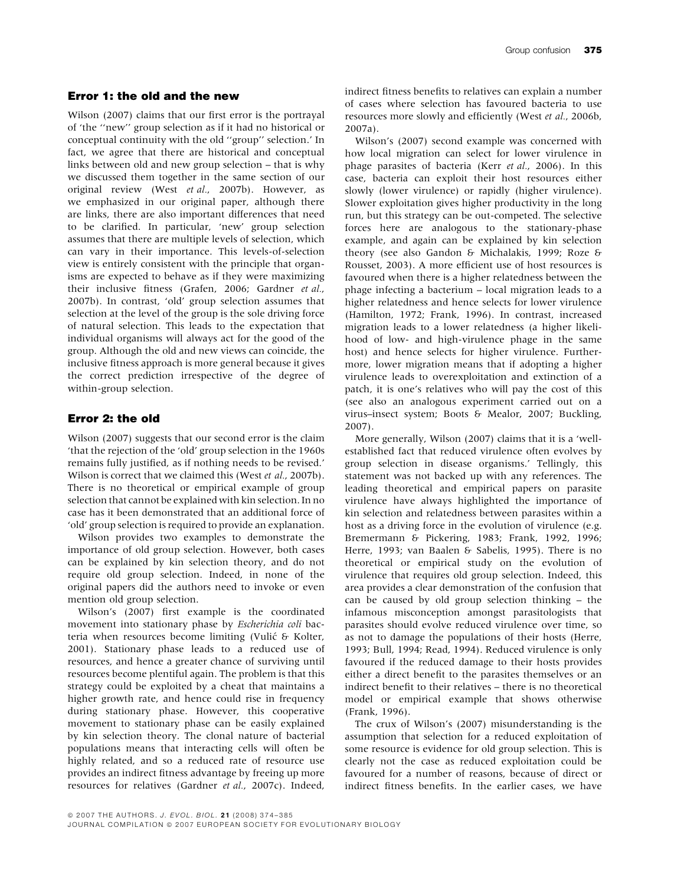## Error 1: the old and the new

Wilson (2007) claims that our first error is the portrayal of 'the "new" group selection as if it had no historical or conceptual continuity with the old "group" selection.' In fact, we agree that there are historical and conceptual links between old and new group selection – that is why we discussed them together in the same section of our original review (West *et al.*, 2007b). However, as we emphasized in our original paper, although there are links, there are also important differences that need to be clarified. In particular, 'new' group selection assumes that there are multiple levels of selection, which can vary in their importance. This levels-of-selection view is entirely consistent with the principle that organisms are expected to behave as if they were maximizing their inclusive fitness (Grafen, 2006; Gardner *et al.*, 2007b). In contrast, 'old' group selection assumes that selection at the level of the group is the sole driving force of natural selection. This leads to the expectation that individual organisms will always act for the good of the group. Although the old and new views can coincide, the inclusive fitness approach is more general because it gives the correct prediction irrespective of the degree of within-group selection.

## Error 2: the old

Wilson (2007) suggests that our second error is the claim 'that the rejection of the 'old' group selection in the 1960s remains fully justified, as if nothing needs to be revised.' Wilson is correct that we claimed this (West *et al.*, 2007b). There is no theoretical or empirical example of group selection that cannot be explained with kin selection. In no case has it been demonstrated that an additional force of 'old' group selection is required to provide an explanation.

Wilson provides two examples to demonstrate the importance of old group selection. However, both cases can be explained by kin selection theory, and do not require old group selection. Indeed, in none of the original papers did the authors need to invoke or even mention old group selection.

Wilson's (2007) first example is the coordinated movement into stationary phase by *Escherichia coli* bacteria when resources become limiting (Vulić & Kolter, 2001). Stationary phase leads to a reduced use of resources, and hence a greater chance of surviving until resources become plentiful again. The problem is that this strategy could be exploited by a cheat that maintains a higher growth rate, and hence could rise in frequency during stationary phase. However, this cooperative movement to stationary phase can be easily explained by kin selection theory. The clonal nature of bacterial populations means that interacting cells will often be highly related, and so a reduced rate of resource use provides an indirect fitness advantage by freeing up more resources for relatives (Gardner *et al.*, 2007c). Indeed, indirect fitness benefits to relatives can explain a number of cases where selection has favoured bacteria to use resources more slowly and efficiently (West *et al.*, 2006b, 2007a).

Wilson's (2007) second example was concerned with how local migration can select for lower virulence in phage parasites of bacteria (Kerr *et al.*, 2006). In this case, bacteria can exploit their host resources either slowly (lower virulence) or rapidly (higher virulence). Slower exploitation gives higher productivity in the long run, but this strategy can be out-competed. The selective forces here are analogous to the stationary-phase example, and again can be explained by kin selection theory (see also Gandon & Michalakis, 1999; Roze & Rousset, 2003). A more efficient use of host resources is favoured when there is a higher relatedness between the phage infecting a bacterium – local migration leads to a higher relatedness and hence selects for lower virulence (Hamilton, 1972; Frank, 1996). In contrast, increased migration leads to a lower relatedness (a higher likelihood of low- and high-virulence phage in the same host) and hence selects for higher virulence. Furthermore, lower migration means that if adopting a higher virulence leads to overexploitation and extinction of a patch, it is one's relatives who will pay the cost of this (see also an analogous experiment carried out on a virus–insect system; Boots & Mealor, 2007; Buckling, 2007).

More generally, Wilson (2007) claims that it is a 'well-established fact that reduced virulence often evolves by group selection in disease organisms.' Tellingly, this statement was not backed up with any references. The leading theoretical and empirical papers on parasite virulence have always highlighted the importance of kin selection and relatedness between parasites within a host as a driving force in the evolution of virulence (e.g. Bremermann & Pickering, 1983; Frank, 1992, 1996; Herre, 1993; van Baalen & Sabelis, 1995). There is no theoretical or empirical study on the evolution of virulence that requires old group selection. Indeed, this area provides a clear demonstration of the confusion that can be caused by old group selection thinking – the infamous misconception amongst parasitologists that parasites should evolve reduced virulence over time, so as not to damage the populations of their hosts (Herre, 1993; Bull, 1994; Read, 1994). Reduced virulence is only favoured if the reduced damage to their hosts provides either a direct benefit to the parasites themselves or an indirect benefit to their relatives – there is no theoretical model or empirical example that shows otherwise (Frank, 1996).

The crux of Wilson's (2007) misunderstanding is the assumption that selection for a reduced exploitation of some resource is evidence for old group selection. This is clearly not the case as reduced exploitation could be favoured for a number of reasons, because of direct or indirect fitness benefits. In the earlier cases, we have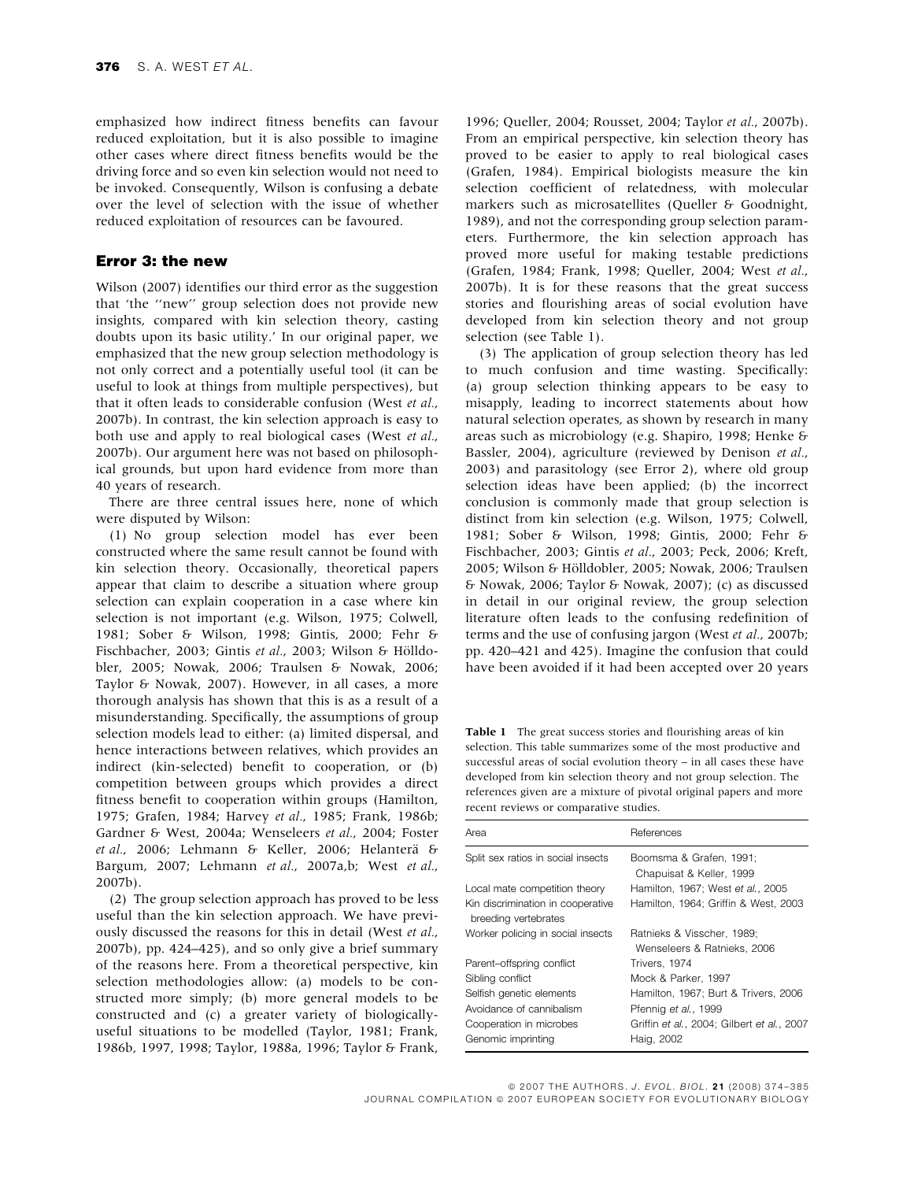emphasized how indirect fitness benefits can favour reduced exploitation, but it is also possible to imagine other cases where direct fitness benefits would be the driving force and so even kin selection would not need to be invoked. Consequently, Wilson is confusing a debate over the level of selection with the issue of whether reduced exploitation of resources can be favoured.

## Error 3: the new

Wilson (2007) identifies our third error as the suggestion that 'the ''new'' group selection does not provide new insights, compared with kin selection theory, casting doubts upon its basic utility.' In our original paper, we emphasized that the new group selection methodology is not only correct and a potentially useful tool (it can be useful to look at things from multiple perspectives), but that it often leads to considerable confusion (West *et al.*, 2007b). In contrast, the kin selection approach is easy to both use and apply to real biological cases (West *et al.*, 2007b). Our argument here was not based on philosophical grounds, but upon hard evidence from more than 40 years of research.

There are three central issues here, none of which were disputed by Wilson:

(1) No group selection model has ever been constructed where the same result cannot be found with kin selection theory. Occasionally, theoretical papers appear that claim to describe a situation where group selection can explain cooperation in a case where kin selection is not important (e.g. Wilson, 1975; Colwell, 1981; Sober & Wilson, 1998; Gintis, 2000; Fehr & Fischbacher, 2003; Gintis *et al.*, 2003; Wilson & Hölldobler, 2005; Nowak, 2006; Traulsen & Nowak, 2006; Taylor & Nowak, 2007). However, in all cases, a more thorough analysis has shown that this is as a result of a misunderstanding. Specifically, the assumptions of group selection models lead to either: (a) limited dispersal, and hence interactions between relatives, which provides an indirect (kin-selected) benefit to cooperation, or (b) competition between groups which provides a direct fitness benefit to cooperation within groups (Hamilton, 1975; Grafen, 1984; Harvey *et al.*, 1985; Frank, 1986b; Gardner & West, 2004a; Wenseleers *et al.*, 2004; Foster *et al.*, 2006; Lehmann & Keller, 2006; Helanterä & Bargum, 2007; Lehmann *et al.*, 2007a,b; West *et al.*, 2007b).

(2) The group selection approach has proved to be less useful than the kin selection approach. We have previously discussed the reasons for this in detail (West *et al.*, 2007b), pp. 424–425), and so only give a brief summary of the reasons here. From a theoretical perspective, kin selection methodologies allow: (a) models to be constructed more simply; (b) more general models to be constructed and (c) a greater variety of biologically-useful situations to be modelled (Taylor, 1981; Frank, 1986b, 1997, 1998; Taylor, 1988a, 1996; Taylor & Frank, 1996; Queller, 2004; Rousset, 2004; Taylor *et al.*, 2007b). From an empirical perspective, kin selection theory has proved to be easier to apply to real biological cases (Grafen, 1984). Empirical biologists measure the kin selection coefficient of relatedness, with molecular markers such as microsatellites (Queller & Goodnight, 1989), and not the corresponding group selection parameters. Furthermore, the kin selection approach has proved more useful for making testable predictions (Grafen, 1984; Frank, 1998; Queller, 2004; West *et al.*, 2007b). It is for these reasons that the great success stories and flourishing areas of social evolution have developed from kin selection theory and not group selection (see Table 1).

(3) The application of group selection theory has led to much confusion and time wasting. Specifically: (a) group selection thinking appears to be easy to misapply, leading to incorrect statements about how natural selection operates, as shown by research in many areas such as microbiology (e.g. Shapiro, 1998; Henke & Bassler, 2004), agriculture (reviewed by Denison *et al.*, 2003) and parasitology (see Error 2), where old group selection ideas have been applied; (b) the incorrect conclusion is commonly made that group selection is distinct from kin selection (e.g. Wilson, 1975; Colwell, 1981; Sober & Wilson, 1998; Gintis, 2000; Fehr & Fischbacher, 2003; Gintis *et al.*, 2003; Peck, 2006; Kreft, 2005; Wilson & Hölldobler, 2005; Nowak, 2006; Traulsen & Nowak, 2006; Taylor & Nowak, 2007); (c) as discussed in our original review, the group selection literature often leads to the confusing redefinition of terms and the use of confusing jargon (West *et al.*, 2007b; pp. 420–421 and 425). Imagine the confusion that could have been avoided if it had been accepted over 20 years

**Table 1** The great success stories and flourishing areas of kin selection. This table summarizes some of the most productive and successful areas of social evolution theory – in all cases these have developed from kin selection theory and not group selection. The references given are a mixture of pivotal original papers and more recent reviews or comparative studies.

| Area | References |
|---|---|
| Split sex ratios in social insects | Boomsma & Grafen, 1991; Chapuisat & Keller, 1999 |
| Local mate competition theory | Hamilton, 1967; West *et al.*, 2005 |
| Kin discrimination in cooperative breeding vertebrates | Hamilton, 1964; Griffin & West, 2003 |
| Worker policing in social insects | Ratnieks & Visscher, 1989; Wenseleers & Ratnieks, 2006 |
| Parent–offspring conflict | Trivers, 1974 |
| Sibling conflict | Mock & Parker, 1997 |
| Selfish genetic elements | Hamilton, 1967; Burt & Trivers, 2006 |
| Avoidance of cannibalism | Pfennig *et al.*, 1999 |
| Cooperation in microbes | Griffin *et al.*, 2004; Gilbert *et al.*, 2007 |
| Genomic imprinting | Haig, 2002 |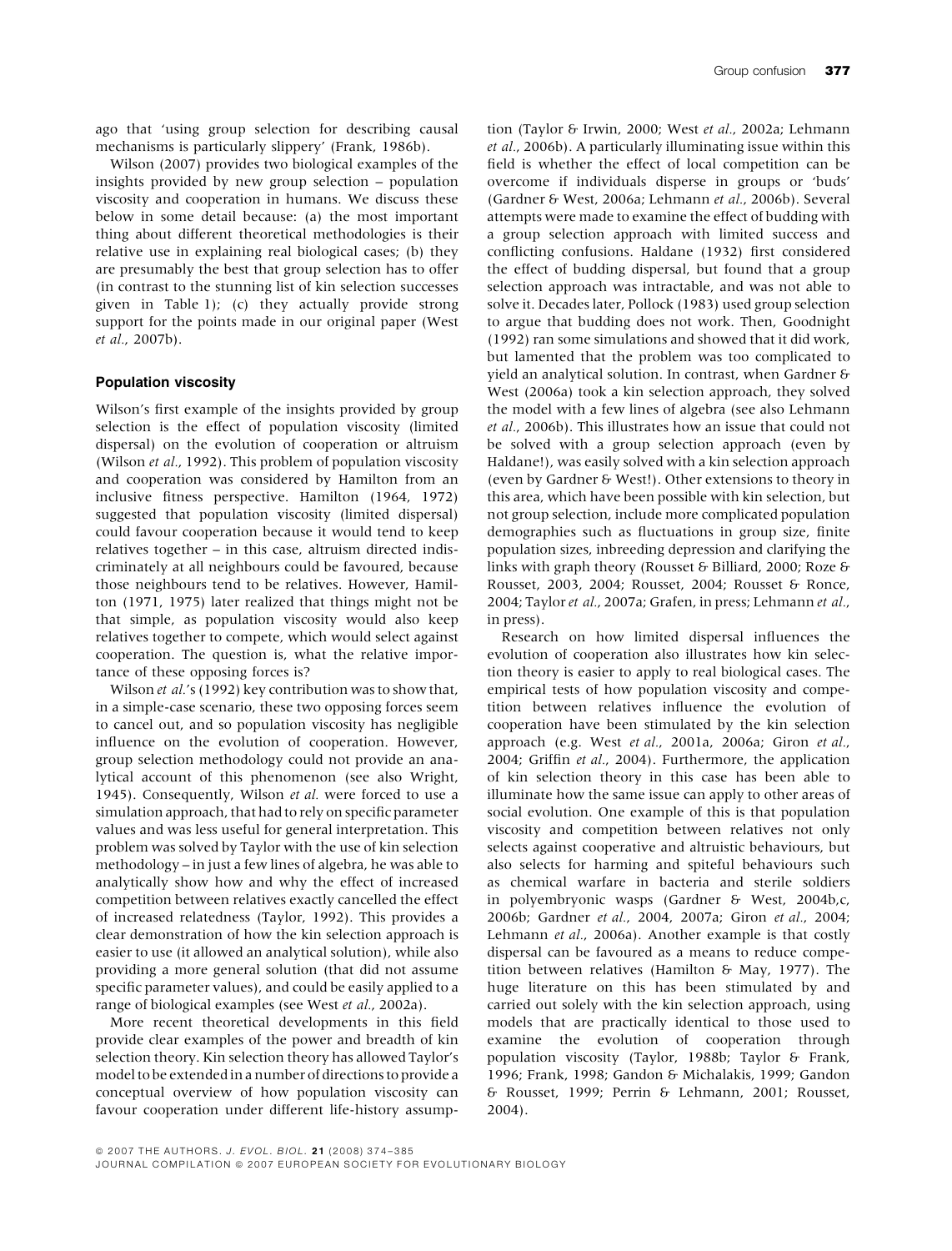ago that 'using group selection for describing causal mechanisms is particularly slippery' (Frank, 1986b).

Wilson (2007) provides two biological examples of the insights provided by new group selection – population viscosity and cooperation in humans. We discuss these below in some detail because: (a) the most important thing about different theoretical methodologies is their relative use in explaining real biological cases; (b) they are presumably the best that group selection has to offer (in contrast to the stunning list of kin selection successes given in Table 1); (c) they actually provide strong support for the points made in our original paper (West *et al.*, 2007b).

### Population viscosity

Wilson's first example of the insights provided by group selection is the effect of population viscosity (limited dispersal) on the evolution of cooperation or altruism (Wilson *et al.*, 1992). This problem of population viscosity and cooperation was considered by Hamilton from an inclusive fitness perspective. Hamilton (1964, 1972) suggested that population viscosity (limited dispersal) could favour cooperation because it would tend to keep relatives together – in this case, altruism directed indiscriminately at all neighbours could be favoured, because those neighbours tend to be relatives. However, Hamilton (1971, 1975) later realized that things might not be that simple, as population viscosity would also keep relatives together to compete, which would select against cooperation. The question is, what the relative importance of these opposing forces is?

Wilson *et al.*'s (1992) key contribution was to show that, in a simple-case scenario, these two opposing forces seem to cancel out, and so population viscosity has negligible influence on the evolution of cooperation. However, group selection methodology could not provide an analytical account of this phenomenon (see also Wright, 1945). Consequently, Wilson *et al.* were forced to use a simulation approach, that had to rely on specific parameter values and was less useful for general interpretation. This problem was solved by Taylor with the use of kin selection methodology – in just a few lines of algebra, he was able to analytically show how and why the effect of increased competition between relatives exactly cancelled the effect of increased relatedness (Taylor, 1992). This provides a clear demonstration of how the kin selection approach is easier to use (it allowed an analytical solution), while also providing a more general solution (that did not assume specific parameter values), and could be easily applied to a range of biological examples (see West *et al.*, 2002a).

More recent theoretical developments in this field provide clear examples of the power and breadth of kin selection theory. Kin selection theory has allowed Taylor's model to be extended in a number of directions to provide a conceptual overview of how population viscosity can favour cooperation under different life-history assumption (Taylor & Irwin, 2000; West *et al.*, 2002a; Lehmann *et al.*, 2006b). A particularly illuminating issue within this field is whether the effect of local competition can be overcome if individuals disperse in groups or 'buds' (Gardner & West, 2006a; Lehmann *et al.*, 2006b). Several attempts were made to examine the effect of budding with a group selection approach with limited success and conflicting confusions. Haldane (1932) first considered the effect of budding dispersal, but found that a group selection approach was intractable, and was not able to solve it. Decades later, Pollock (1983) used group selection to argue that budding does not work. Then, Goodnight (1992) ran some simulations and showed that it did work, but lamented that the problem was too complicated to yield an analytical solution. In contrast, when Gardner & West (2006a) took a kin selection approach, they solved the model with a few lines of algebra (see also Lehmann *et al.*, 2006b). This illustrates how an issue that could not be solved with a group selection approach (even by Haldane!), was easily solved with a kin selection approach (even by Gardner & West!). Other extensions to theory in this area, which have been possible with kin selection, but not group selection, include more complicated population demographies such as fluctuations in group size, finite population sizes, inbreeding depression and clarifying the links with graph theory (Rousset & Billiard, 2000; Roze & Rousset, 2003, 2004; Rousset, 2004; Rousset & Ronce, 2004; Taylor *et al.*, 2007a; Grafen, in press; Lehmann *et al.*, in press).

Research on how limited dispersal influences the evolution of cooperation also illustrates how kin selection theory is easier to apply to real biological cases. The empirical tests of how population viscosity and competition between relatives influence the evolution of cooperation have been stimulated by the kin selection approach (e.g. West *et al.*, 2001a, 2006a; Giron *et al.*, 2004; Griffin *et al.*, 2004). Furthermore, the application of kin selection theory in this case has been able to illuminate how the same issue can apply to other areas of social evolution. One example of this is that population viscosity and competition between relatives not only selects against cooperative and altruistic behaviours, but also selects for harming and spiteful behaviours such as chemical warfare in bacteria and sterile soldiers in polyembryonic wasps (Gardner & West, 2004b,c, 2006b; Gardner *et al.*, 2004, 2007a; Giron *et al.*, 2004; Lehmann *et al.*, 2006a). Another example is that costly dispersal can be favoured as a means to reduce competition between relatives (Hamilton & May, 1977). The huge literature on this has been stimulated by and carried out solely with the kin selection approach, using models that are practically identical to those used to examine the evolution of cooperation through population viscosity (Taylor, 1988b; Taylor & Frank, 1996; Frank, 1998; Gandon & Michalakis, 1999; Gandon & Rousset, 1999; Perrin & Lehmann, 2001; Rousset, 2004).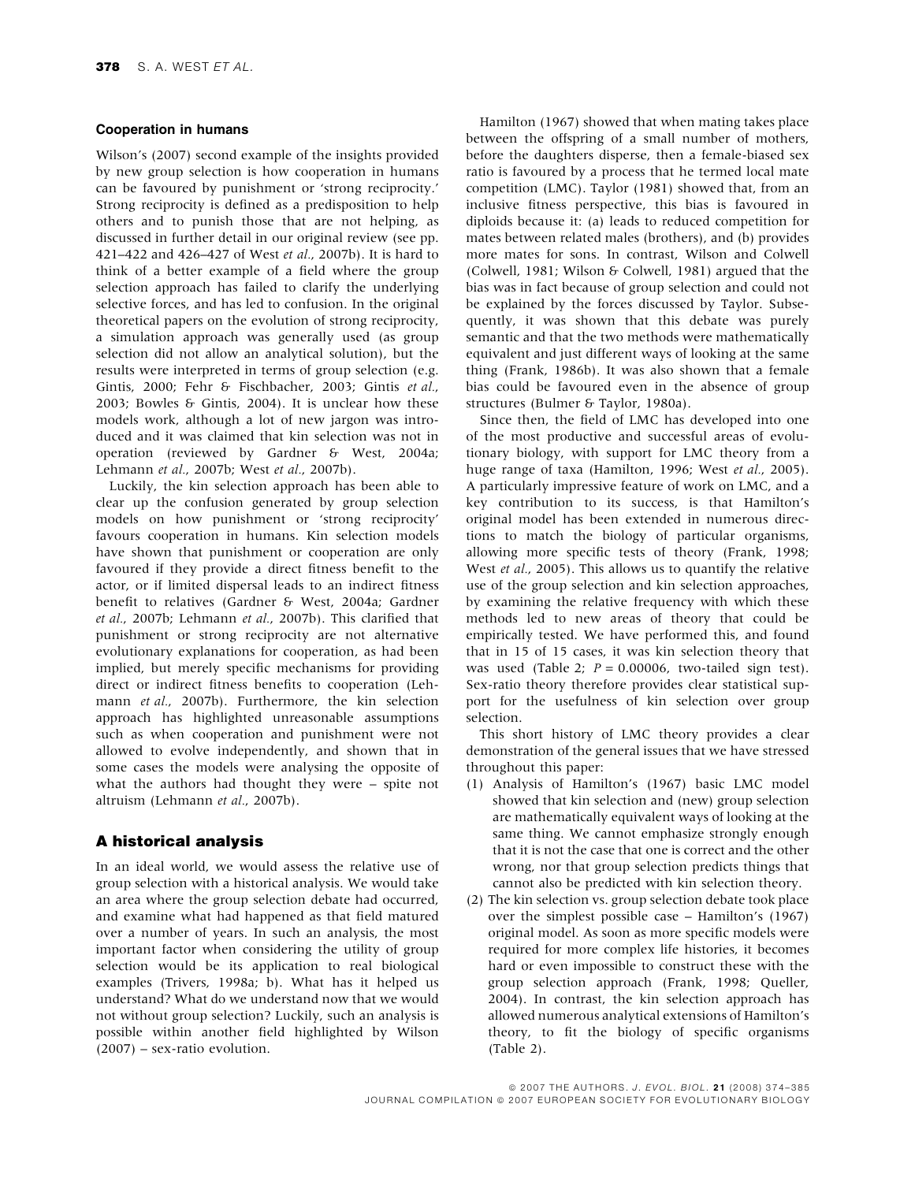#### Cooperation in humans

Wilson's (2007) second example of the insights provided by new group selection is how cooperation in humans can be favoured by punishment or 'strong reciprocity.' Strong reciprocity is defined as a predisposition to help others and to punish those that are not helping, as discussed in further detail in our original review (see pp. 421–422 and 426–427 of West *et al.*, 2007b). It is hard to think of a better example of a field where the group selection approach has failed to clarify the underlying selective forces, and has led to confusion. In the original theoretical papers on the evolution of strong reciprocity, a simulation approach was generally used (as group selection did not allow an analytical solution), but the results were interpreted in terms of group selection (e.g. Gintis, 2000; Fehr & Fischbacher, 2003; Gintis *et al.*, 2003; Bowles & Gintis, 2004). It is unclear how these models work, although a lot of new jargon was introduced and it was claimed that kin selection was not in operation (reviewed by Gardner & West, 2004a; Lehmann *et al.*, 2007b; West *et al.*, 2007b).

Luckily, the kin selection approach has been able to clear up the confusion generated by group selection models on how punishment or 'strong reciprocity' favours cooperation in humans. Kin selection models have shown that punishment or cooperation are only favoured if they provide a direct fitness benefit to the actor, or if limited dispersal leads to an indirect fitness benefit to relatives (Gardner & West, 2004a; Gardner *et al.*, 2007b; Lehmann *et al.*, 2007b). This clarified that punishment or strong reciprocity are not alternative evolutionary explanations for cooperation, as had been implied, but merely specific mechanisms for providing direct or indirect fitness benefits to cooperation (Lehmann *et al.*, 2007b). Furthermore, the kin selection approach has highlighted unreasonable assumptions such as when cooperation and punishment were not allowed to evolve independently, and shown that in some cases the models were analysing the opposite of what the authors had thought they were – spite not altruism (Lehmann *et al.*, 2007b).

## A historical analysis

In an ideal world, we would assess the relative use of group selection with a historical analysis. We would take an area where the group selection debate had occurred, and examine what had happened as that field matured over a number of years. In such an analysis, the most important factor when considering the utility of group selection would be its application to real biological examples (Trivers, 1998a; b). What has it helped us understand? What do we understand now that we would not without group selection? Luckily, such an analysis is possible within another field highlighted by Wilson (2007) – sex-ratio evolution.

Hamilton (1967) showed that when mating takes place between the offspring of a small number of mothers, before the daughters disperse, then a female-biased sex ratio is favoured by a process that he termed local mate competition (LMC). Taylor (1981) showed that, from an inclusive fitness perspective, this bias is favoured in diploids because it: (a) leads to reduced competition for mates between related males (brothers), and (b) provides more mates for sons. In contrast, Wilson and Colwell (Colwell, 1981; Wilson & Colwell, 1981) argued that the bias was in fact because of group selection and could not be explained by the forces discussed by Taylor. Subsequently, it was shown that this debate was purely semantic and that the two methods were mathematically equivalent and just different ways of looking at the same thing (Frank, 1986b). It was also shown that a female bias could be favoured even in the absence of group structures (Bulmer & Taylor, 1980a).

Since then, the field of LMC has developed into one of the most productive and successful areas of evolutionary biology, with support for LMC theory from a huge range of taxa (Hamilton, 1996; West *et al.*, 2005). A particularly impressive feature of work on LMC, and a key contribution to its success, is that Hamilton's original model has been extended in numerous directions to match the biology of particular organisms, allowing more specific tests of theory (Frank, 1998; West *et al.*, 2005). This allows us to quantify the relative use of the group selection and kin selection approaches, by examining the relative frequency with which these methods led to new areas of theory that could be empirically tested. We have performed this, and found that in 15 of 15 cases, it was kin selection theory that was used (Table 2; $P = 0.00006$, two-tailed sign test). Sex-ratio theory therefore provides clear statistical support for the usefulness of kin selection over group selection.

This short history of LMC theory provides a clear demonstration of the general issues that we have stressed throughout this paper:

(1) Analysis of Hamilton's (1967) basic LMC model showed that kin selection and (new) group selection are mathematically equivalent ways of looking at the same thing. We cannot emphasize strongly enough that it is not the case that one is correct and the other wrong, nor that group selection predicts things that cannot also be predicted with kin selection theory.

(2) The kin selection vs. group selection debate took place over the simplest possible case – Hamilton's (1967) original model. As soon as more specific models were required for more complex life histories, it becomes hard or even impossible to construct these with the group selection approach (Frank, 1998; Queller, 2004). In contrast, the kin selection approach has allowed numerous analytical extensions of Hamilton's theory, to fit the biology of specific organisms (Table 2).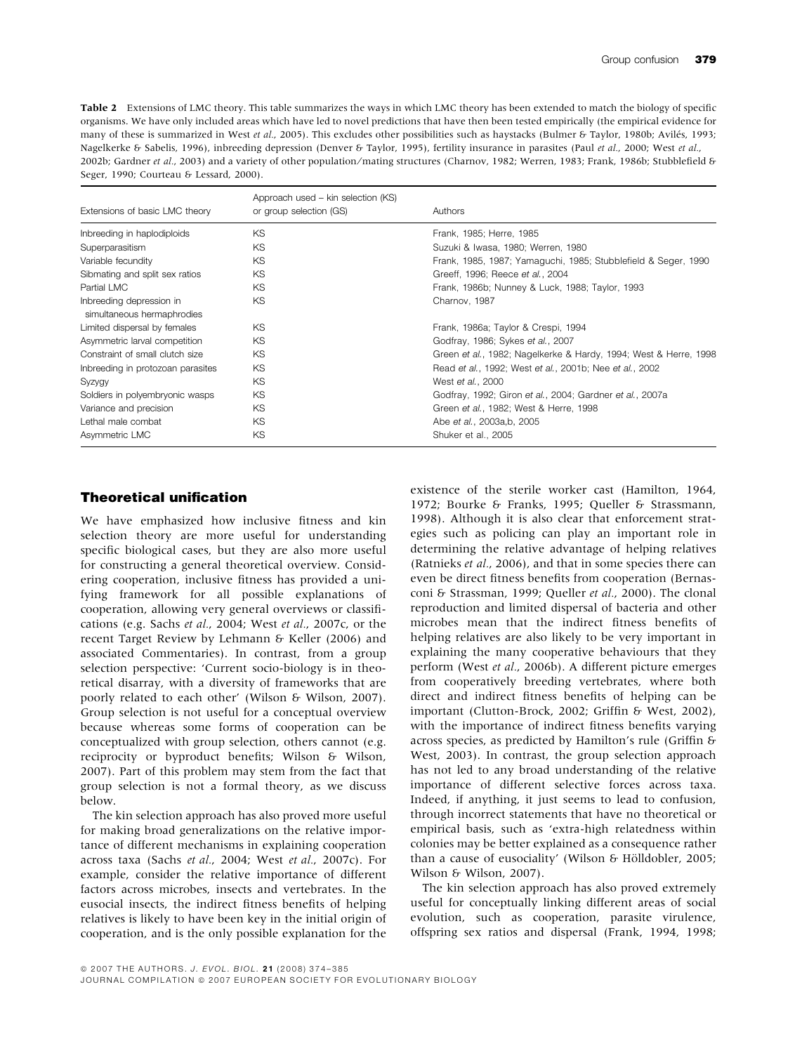**Table 2** Extensions of LMC theory. This table summarizes the ways in which LMC theory has been extended to match the biology of specific organisms. We have only included areas which have led to novel predictions that have then been tested empirically (the empirical evidence for many of these is summarized in West *et al.*, 2005). This excludes other possibilities such as haystacks (Bulmer & Taylor, 1980b; Avilés, 1993; Nagelkerke & Sabelis, 1996), inbreeding depression (Denver & Taylor, 1995), fertility insurance in parasites (Paul *et al.*, 2000; West *et al.*, 2002b; Gardner *et al.*, 2003) and a variety of other population/mating structures (Charnov, 1982; Werren, 1983; Frank, 1986b; Stubblefield & Seger, 1990; Courteau & Lessard, 2000).

| Extensions of basic LMC theory | Approach used – kin selection (KS) or group selection (GS) | Authors |
|---|---|---|
| Inbreeding in haplodiploids | KS | Frank, 1985; Herre, 1985 |
| Superparasitism | KS | Suzuki & Iwasa, 1980; Werren, 1980 |
| Variable fecundity | KS | Frank, 1985, 1987; Yamaguchi, 1985; Stubblefield & Seger, 1990 |
| Sibmating and split sex ratios | KS | Greeff, 1996; Reece *et al.*, 2004 |
| Partial LMC | KS | Frank, 1986b; Nunney & Luck, 1988; Taylor, 1993 |
| Inbreeding depression in simultaneous hermaphrodies | KS | Charnov, 1987 |
| Limited dispersal by females | KS | Frank, 1986a; Taylor & Crespi, 1994 |
| Asymmetric larval competition | KS | Godfray, 1986; Sykes *et al.*, 2007 |
| Constraint of small clutch size | KS | Green *et al.*, 1982; Nagelkerke & Hardy, 1994; West & Herre, 1998 |
| Inbreeding in protozoan parasites | KS | Read *et al.*, 1992; West *et al.*, 2001b; Nee *et al.*, 2002 |
| Syzygy | KS | West *et al.*, 2000 |
| Soldiers in polyembryonic wasps | KS | Godfray, 1992; Giron *et al.*, 2004; Gardner *et al.*, 2007a |
| Variance and precision | KS | Green *et al.*, 1982; West & Herre, 1998 |
| Lethal male combat | KS | Abe *et al.*, 2003a,b, 2005 |
| Asymmetric LMC | KS | Shuker et al., 2005 |

## Theoretical unification

We have emphasized how inclusive fitness and kin selection theory are more useful for understanding specific biological cases, but they are also more useful for constructing a general theoretical overview. Considering cooperation, inclusive fitness has provided a unifying framework for all possible explanations of cooperation, allowing very general overviews or classifications (e.g. Sachs *et al.*, 2004; West *et al.*, 2007c, or the recent Target Review by Lehmann & Keller (2006) and associated Commentaries). In contrast, from a group selection perspective: 'Current socio-biology is in theoretical disarray, with a diversity of frameworks that are poorly related to each other' (Wilson & Wilson, 2007). Group selection is not useful for a conceptual overview because whereas some forms of cooperation can be conceptualized with group selection, others cannot (e.g. reciprocity or byproduct benefits; Wilson & Wilson, 2007). Part of this problem may stem from the fact that group selection is not a formal theory, as we discuss below.

The kin selection approach has also proved more useful for making broad generalizations on the relative importance of different mechanisms in explaining cooperation across taxa (Sachs *et al.*, 2004; West *et al.*, 2007c). For example, consider the relative importance of different factors across microbes, insects and vertebrates. In the eusocial insects, the indirect fitness benefits of helping relatives is likely to have been key in the initial origin of cooperation, and is the only possible explanation for the existence of the sterile worker cast (Hamilton, 1964, 1972; Bourke & Franks, 1995; Queller & Strassmann, 1998). Although it is also clear that enforcement strategies such as policing can play an important role in determining the relative advantage of helping relatives (Ratnieks *et al.*, 2006), and that in some species there can even be direct fitness benefits from cooperation (Bernasconi & Strassman, 1999; Queller *et al.*, 2000). The clonal reproduction and limited dispersal of bacteria and other microbes mean that the indirect fitness benefits of helping relatives are also likely to be very important in explaining the many cooperative behaviours that they perform (West *et al.*, 2006b). A different picture emerges from cooperatively breeding vertebrates, where both direct and indirect fitness benefits of helping can be important (Clutton-Brock, 2002; Griffin & West, 2002), with the importance of indirect fitness benefits varying across species, as predicted by Hamilton's rule (Griffin & West, 2003). In contrast, the group selection approach has not led to any broad understanding of the relative importance of different selective forces across taxa. Indeed, if anything, it just seems to lead to confusion, through incorrect statements that have no theoretical or empirical basis, such as 'extra-high relatedness within colonies may be better explained as a consequence rather than a cause of eusociality' (Wilson & Hölldobler, 2005; Wilson & Wilson, 2007).

The kin selection approach has also proved extremely useful for conceptually linking different areas of social evolution, such as cooperation, parasite virulence, offspring sex ratios and dispersal (Frank, 1994, 1998;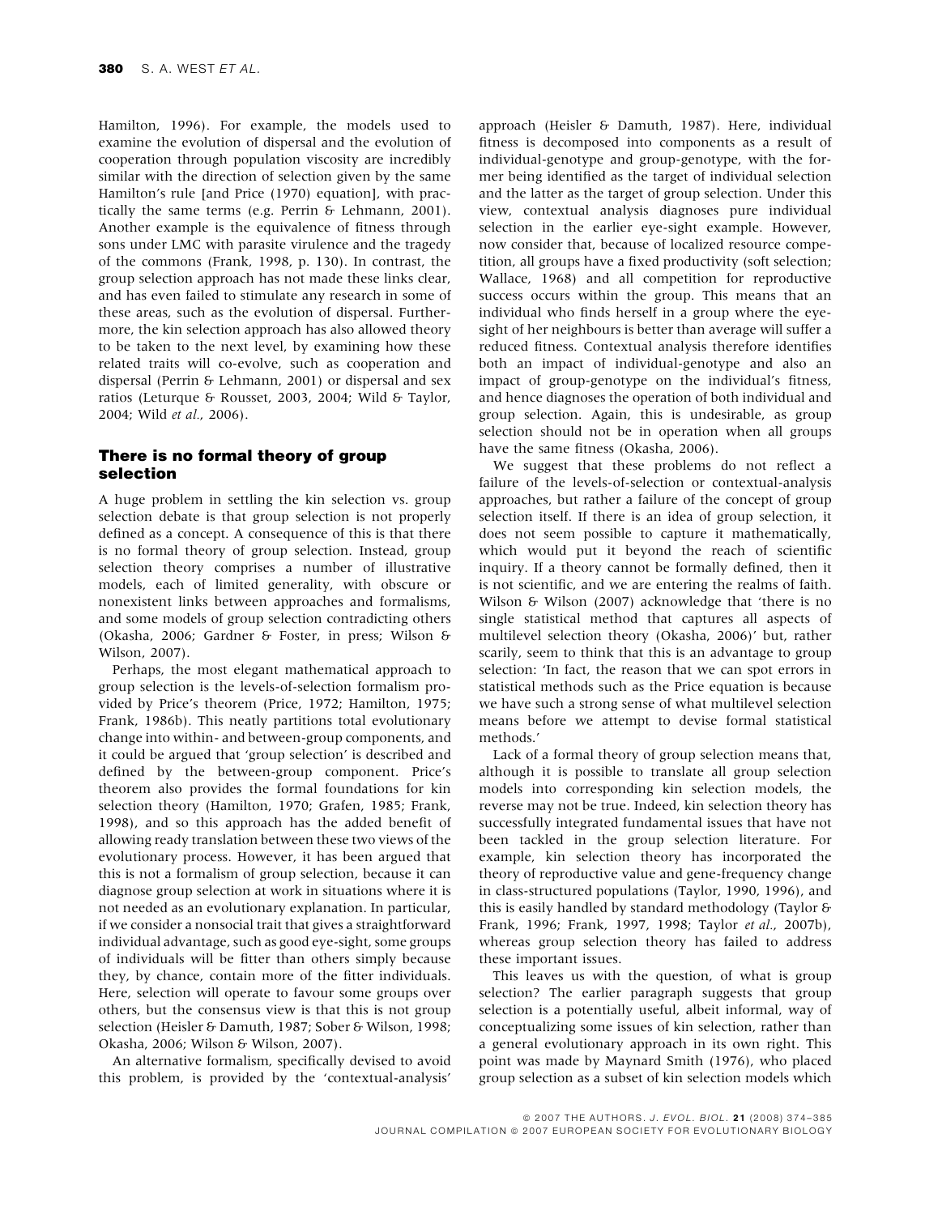Hamilton, 1996). For example, the models used to examine the evolution of dispersal and the evolution of cooperation through population viscosity are incredibly similar with the direction of selection given by the same Hamilton's rule [and Price (1970) equation], with practically the same terms (e.g. Perrin & Lehmann, 2001). Another example is the equivalence of fitness through sons under LMC with parasite virulence and the tragedy of the commons (Frank, 1998, p. 130). In contrast, the group selection approach has not made these links clear, and has even failed to stimulate any research in some of these areas, such as the evolution of dispersal. Furthermore, the kin selection approach has also allowed theory to be taken to the next level, by examining how these related traits will co-evolve, such as cooperation and dispersal (Perrin & Lehmann, 2001) or dispersal and sex ratios (Leturque & Rousset, 2003, 2004; Wild & Taylor, 2004; Wild *et al.*, 2006).

## There is no formal theory of group selection

A huge problem in settling the kin selection vs. group selection debate is that group selection is not properly defined as a concept. A consequence of this is that there is no formal theory of group selection. Instead, group selection theory comprises a number of illustrative models, each of limited generality, with obscure or nonexistent links between approaches and formalisms, and some models of group selection contradicting others (Okasha, 2006; Gardner & Foster, in press; Wilson & Wilson, 2007).

Perhaps, the most elegant mathematical approach to group selection is the levels-of-selection formalism provided by Price's theorem (Price, 1972; Hamilton, 1975; Frank, 1986b). This neatly partitions total evolutionary change into within- and between-group components, and it could be argued that 'group selection' is described and defined by the between-group component. Price's theorem also provides the formal foundations for kin selection theory (Hamilton, 1970; Grafen, 1985; Frank, 1998), and so this approach has the added benefit of allowing ready translation between these two views of the evolutionary process. However, it has been argued that this is not a formalism of group selection, because it can diagnose group selection at work in situations where it is not needed as an evolutionary explanation. In particular, if we consider a nonsocial trait that gives a straightforward individual advantage, such as good eye-sight, some groups of individuals will be fitter than others simply because they, by chance, contain more of the fitter individuals. Here, selection will operate to favour some groups over others, but the consensus view is that this is not group selection (Heisler & Damuth, 1987; Sober & Wilson, 1998; Okasha, 2006; Wilson & Wilson, 2007).

An alternative formalism, specifically devised to avoid this problem, is provided by the 'contextual-analysis' approach (Heisler & Damuth, 1987). Here, individual fitness is decomposed into components as a result of individual-genotype and group-genotype, with the former being identified as the target of individual selection and the latter as the target of group selection. Under this view, contextual analysis diagnoses pure individual selection in the earlier eye-sight example. However, now consider that, because of localized resource competition, all groups have a fixed productivity (soft selection; Wallace, 1968) and all competition for reproductive success occurs within the group. This means that an individual who finds herself in a group where the eye-sight of her neighbours is better than average will suffer a reduced fitness. Contextual analysis therefore identifies both an impact of individual-genotype and also an impact of group-genotype on the individual's fitness, and hence diagnoses the operation of both individual and group selection. Again, this is undesirable, as group selection should not be in operation when all groups have the same fitness (Okasha, 2006).

We suggest that these problems do not reflect a failure of the levels-of-selection or contextual-analysis approaches, but rather a failure of the concept of group selection itself. If there is an idea of group selection, it does not seem possible to capture it mathematically, which would put it beyond the reach of scientific inquiry. If a theory cannot be formally defined, then it is not scientific, and we are entering the realms of faith. Wilson & Wilson (2007) acknowledge that 'there is no single statistical method that captures all aspects of multilevel selection theory (Okasha, 2006)' but, rather scarily, seem to think that this is an advantage to group selection: 'In fact, the reason that we can spot errors in statistical methods such as the Price equation is because we have such a strong sense of what multilevel selection means before we attempt to devise formal statistical methods.'

Lack of a formal theory of group selection means that, although it is possible to translate all group selection models into corresponding kin selection models, the reverse may not be true. Indeed, kin selection theory has successfully integrated fundamental issues that have not been tackled in the group selection literature. For example, kin selection theory has incorporated the theory of reproductive value and gene-frequency change in class-structured populations (Taylor, 1990, 1996), and this is easily handled by standard methodology (Taylor & Frank, 1996; Frank, 1997, 1998; Taylor *et al.*, 2007b), whereas group selection theory has failed to address these important issues.

This leaves us with the question, of what is group selection? The earlier paragraph suggests that group selection is a potentially useful, albeit informal, way of conceptualizing some issues of kin selection, rather than a general evolutionary approach in its own right. This point was made by Maynard Smith (1976), who placed group selection as a subset of kin selection models which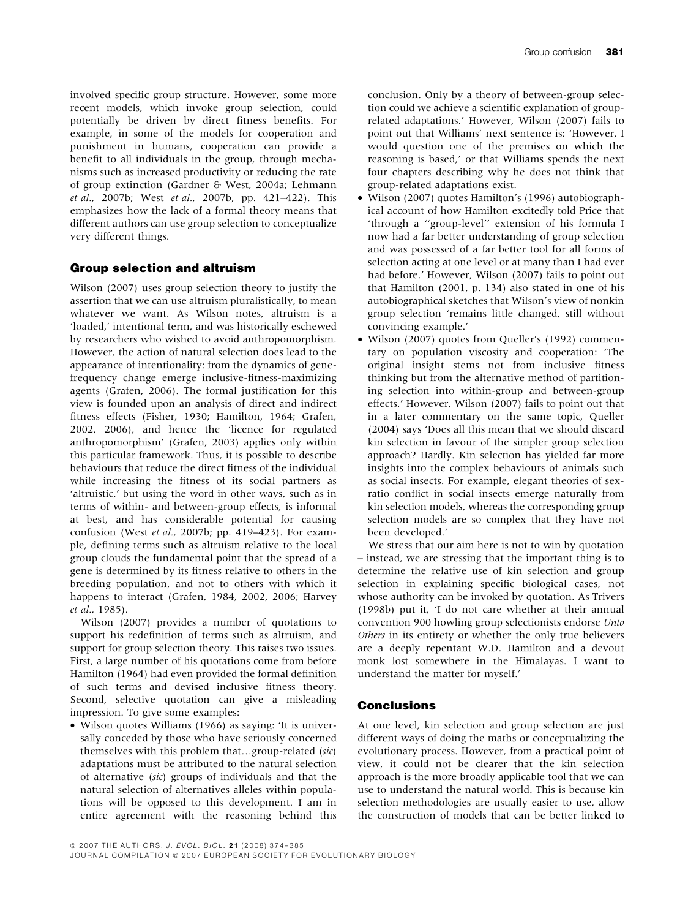involved specific group structure. However, some more recent models, which invoke group selection, could potentially be driven by direct fitness benefits. For example, in some of the models for cooperation and punishment in humans, cooperation can provide a benefit to all individuals in the group, through mechanisms such as increased productivity or reducing the rate of group extinction (Gardner & West, 2004a; Lehmann *et al.*, 2007b; West *et al.*, 2007b, pp. 421–422). This emphasizes how the lack of a formal theory means that different authors can use group selection to conceptualize very different things.

## Group selection and altruism

Wilson (2007) uses group selection theory to justify the assertion that we can use altruism pluralistically, to mean whatever we want. As Wilson notes, altruism is a 'loaded,' intentional term, and was historically eschewed by researchers who wished to avoid anthropomorphism. However, the action of natural selection does lead to the appearance of intentionality: from the dynamics of gene-frequency change emerge inclusive-fitness-maximizing agents (Grafen, 2006). The formal justification for this view is founded upon an analysis of direct and indirect fitness effects (Fisher, 1930; Hamilton, 1964; Grafen, 2002, 2006), and hence the 'licence for regulated anthropomorphism' (Grafen, 2003) applies only within this particular framework. Thus, it is possible to describe behaviours that reduce the direct fitness of the individual while increasing the fitness of its social partners as 'altruistic,' but using the word in other ways, such as in terms of within- and between-group effects, is informal at best, and has considerable potential for causing confusion (West *et al.*, 2007b; pp. 419–423). For example, defining terms such as altruism relative to the local group clouds the fundamental point that the spread of a gene is determined by its fitness relative to others in the breeding population, and not to others with which it happens to interact (Grafen, 1984, 2002, 2006; Harvey *et al.*, 1985).

Wilson (2007) provides a number of quotations to support his redefinition of terms such as altruism, and support for group selection theory. This raises two issues. First, a large number of his quotations come from before Hamilton (1964) had even provided the formal definition of such terms and devised inclusive fitness theory. Second, selective quotation can give a misleading impression. To give some examples:

- Wilson quotes Williams (1966) as saying: 'It is universally conceded by those who have seriously concerned themselves with this problem that…group-related (*sic*) adaptations must be attributed to the natural selection of alternative (*sic*) groups of individuals and that the natural selection of alternatives alleles within populations will be opposed to this development. I am in entire agreement with the reasoning behind this conclusion. Only by a theory of between-group selection could we achieve a scientific explanation of group-related adaptations.' However, Wilson (2007) fails to point out that Williams' next sentence is: 'However, I would question one of the premises on which the reasoning is based,' or that Williams spends the next four chapters describing why he does not think that group-related adaptations exist.
- Wilson (2007) quotes Hamilton's (1996) autobiographical account of how Hamilton excitedly told Price that 'through a "group-level" extension of his formula I now had a far better understanding of group selection and was possessed of a far better tool for all forms of selection acting at one level or at many than I had ever had before.' However, Wilson (2007) fails to point out that Hamilton (2001, p. 134) also stated in one of his autobiographical sketches that Wilson's view of nonkin group selection 'remains little changed, still without convincing example.'
- Wilson (2007) quotes from Queller's (1992) commentary on population viscosity and cooperation: 'The original insight stems not from inclusive fitness thinking but from the alternative method of partitioning selection into within-group and between-group effects.' However, Wilson (2007) fails to point out that in a later commentary on the same topic, Queller (2004) says 'Does all this mean that we should discard kin selection in favour of the simpler group selection approach? Hardly. Kin selection has yielded far more insights into the complex behaviours of animals such as social insects. For example, elegant theories of sex-ratio conflict in social insects emerge naturally from kin selection models, whereas the corresponding group selection models are so complex that they have not been developed.'

We stress that our aim here is not to win by quotation – instead, we are stressing that the important thing is to determine the relative use of kin selection and group selection in explaining specific biological cases, not whose authority can be invoked by quotation. As Trivers (1998b) put it, 'I do not care whether at their annual convention 900 howling group selectionists endorse *Unto Others* in its entirety or whether the only true believers are a deeply repentant W.D. Hamilton and a devout monk lost somewhere in the Himalayas. I want to understand the matter for myself.'

## Conclusions

At one level, kin selection and group selection are just different ways of doing the maths or conceptualizing the evolutionary process. However, from a practical point of view, it could not be clearer that the kin selection approach is the more broadly applicable tool that we can use to understand the natural world. This is because kin selection methodologies are usually easier to use, allow the construction of models that can be better linked to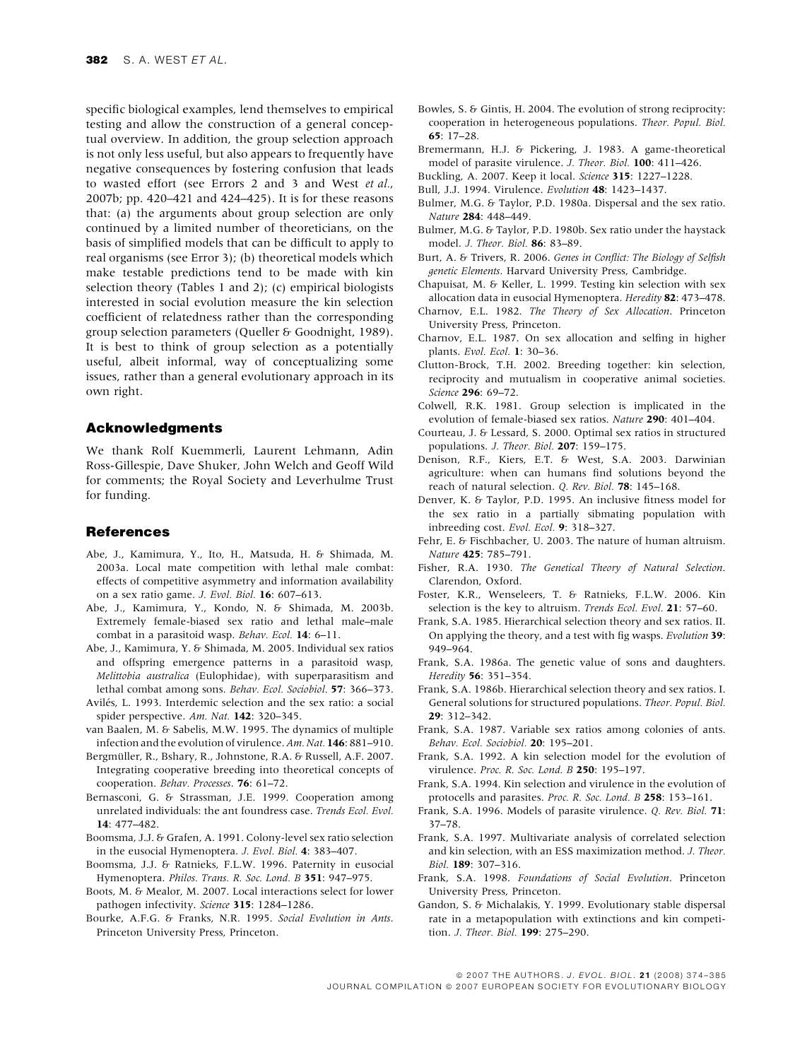specific biological examples, lend themselves to empirical testing and allow the construction of a general conceptual overview. In addition, the group selection approach is not only less useful, but also appears to frequently have negative consequences by fostering confusion that leads to wasted effort (see Errors 2 and 3 and West *et al.*, 2007b; pp. 420–421 and 424–425). It is for these reasons that: (a) the arguments about group selection are only continued by a limited number of theoreticians, on the basis of simplified models that can be difficult to apply to real organisms (see Error 3); (b) theoretical models which make testable predictions tend to be made with kin selection theory (Tables 1 and 2); (c) empirical biologists interested in social evolution measure the kin selection coefficient of relatedness rather than the corresponding group selection parameters (Queller & Goodnight, 1989). It is best to think of group selection as a potentially useful, albeit informal, way of conceptualizing some issues, rather than a general evolutionary approach in its own right.

## Acknowledgments

We thank Rolf Kuemmerli, Laurent Lehmann, Adin Ross-Gillespie, Dave Shuker, John Welch and Geoff Wild for comments; the Royal Society and Leverhulme Trust for funding.

## References

Abe, J., Kamimura, Y., Ito, H., Matsuda, H. & Shimada, M. 2003a. Local mate competition with lethal male combat: effects of competitive asymmetry and information availability on a sex ratio game. *J. Evol. Biol.* **16**: 607–613.

Abe, J., Kamimura, Y., Kondo, N. & Shimada, M. 2003b. Extremely female-biased sex ratio and lethal male–male combat in a parasitoid wasp. *Behav. Ecol.* **14**: 6–11.

Abe, J., Kamimura, Y. & Shimada, M. 2005. Individual sex ratios and offspring emergence patterns in a parasitoid wasp, *Melittobia australica* (Eulophidae), with superparasitism and lethal combat among sons. *Behav. Ecol. Sociobiol.* **57**: 366–373.

Avilés, L. 1993. Interdemic selection and the sex ratio: a social spider perspective. *Am. Nat.* **142**: 320–345.

van Baalen, M. & Sabelis, M.W. 1995. The dynamics of multiple infection and the evolution of virulence. *Am. Nat.* **146**: 881–910.

Bergmüller, R., Bshary, R., Johnstone, R.A. & Russell, A.F. 2007. Integrating cooperative breeding into theoretical concepts of cooperation. *Behav. Processes*. **76**: 61–72.

Bernasconi, G. & Strassman, J.E. 1999. Cooperation among unrelated individuals: the ant foundress case. *Trends Ecol. Evol.* **14**: 477–482.

Boomsma, J.J. & Grafen, A. 1991. Colony-level sex ratio selection in the eusocial Hymenoptera. *J. Evol. Biol.* **4**: 383–407.

Boomsma, J.J. & Ratnieks, F.L.W. 1996. Paternity in eusocial Hymenoptera. *Philos. Trans. R. Soc. Lond. B* **351**: 947–975.

Boots, M. & Mealor, M. 2007. Local interactions select for lower pathogen infectivity. *Science* **315**: 1284–1286.

Bourke, A.F.G. & Franks, N.R. 1995. *Social Evolution in Ants*. Princeton University Press, Princeton.

Bowles, S. & Gintis, H. 2004. The evolution of strong reciprocity: cooperation in heterogeneous populations. *Theor. Popul. Biol.* **65**: 17–28.

Bremermann, H.J. & Pickering, J. 1983. A game-theoretical model of parasite virulence. *J. Theor. Biol.* **100**: 411–426.

Buckling, A. 2007. Keep it local. *Science* **315**: 1227–1228.

Bull, J.J. 1994. Virulence. *Evolution* **48**: 1423–1437.

Bulmer, M.G. & Taylor, P.D. 1980a. Dispersal and the sex ratio. *Nature* **284**: 448–449.

Bulmer, M.G. & Taylor, P.D. 1980b. Sex ratio under the haystack model. *J. Theor. Biol.* **86**: 83–89.

Burt, A. & Trivers, R. 2006. *Genes in Conflict: The Biology of Selfish genetic Elements*. Harvard University Press, Cambridge.

Chapuisat, M. & Keller, L. 1999. Testing kin selection with sex allocation data in eusocial Hymenoptera. *Heredity* **82**: 473–478.

Charnov, E.L. 1982. *The Theory of Sex Allocation*. Princeton University Press, Princeton.

Charnov, E.L. 1987. On sex allocation and selfing in higher plants. *Evol. Ecol.* **1**: 30–36.

Clutton-Brock, T.H. 2002. Breeding together: kin selection, reciprocity and mutualism in cooperative animal societies. *Science* **296**: 69–72.

Colwell, R.K. 1981. Group selection is implicated in the evolution of female-biased sex ratios. *Nature* **290**: 401–404.

Courteau, J. & Lessard, S. 2000. Optimal sex ratios in structured populations. *J. Theor. Biol.* **207**: 159–175.

Denison, R.F., Kiers, E.T. & West, S.A. 2003. Darwinian agriculture: when can humans find solutions beyond the reach of natural selection. *Q. Rev. Biol.* **78**: 145–168.

Denver, K. & Taylor, P.D. 1995. An inclusive fitness model for the sex ratio in a partially sibmating population with inbreeding cost. *Evol. Ecol.* **9**: 318–327.

Fehr, E. & Fischbacher, U. 2003. The nature of human altruism. *Nature* **425**: 785–791.

Fisher, R.A. 1930. *The Genetical Theory of Natural Selection*. Clarendon, Oxford.

Foster, K.R., Wenseleers, T. & Ratnieks, F.L.W. 2006. Kin selection is the key to altruism. *Trends Ecol. Evol.* **21**: 57–60.

Frank, S.A. 1985. Hierarchical selection theory and sex ratios. II. On applying the theory, and a test with fig wasps. *Evolution* **39**: 949–964.

Frank, S.A. 1986a. The genetic value of sons and daughters. *Heredity* **56**: 351–354.

Frank, S.A. 1986b. Hierarchical selection theory and sex ratios. I. General solutions for structured populations. *Theor. Popul. Biol.* **29**: 312–342.

Frank, S.A. 1987. Variable sex ratios among colonies of ants. *Behav. Ecol. Sociobiol.* **20**: 195–201.

Frank, S.A. 1992. A kin selection model for the evolution of virulence. *Proc. R. Soc. Lond. B* **250**: 195–197.

Frank, S.A. 1994. Kin selection and virulence in the evolution of protocells and parasites. *Proc. R. Soc. Lond. B* **258**: 153–161.

Frank, S.A. 1996. Models of parasite virulence. *Q. Rev. Biol.* **71**: 37–78.

Frank, S.A. 1997. Multivariate analysis of correlated selection and kin selection, with an ESS maximization method. *J. Theor. Biol.* **189**: 307–316.

Frank, S.A. 1998. *Foundations of Social Evolution*. Princeton University Press, Princeton.

Gandon, S. & Michalakis, Y. 1999. Evolutionary stable dispersal rate in a metapopulation with extinctions and kin competition. *J. Theor. Biol.* **199**: 275–290.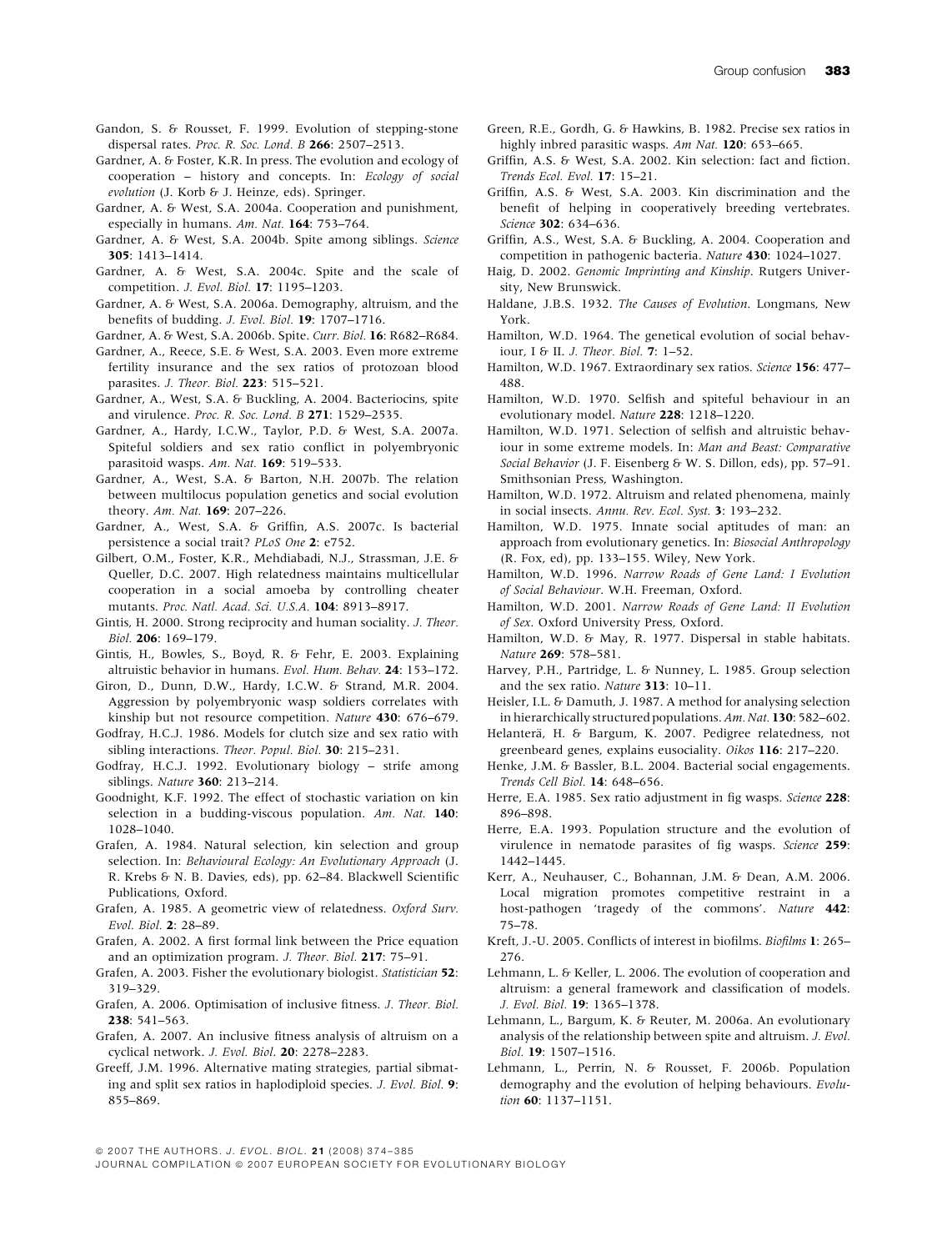Gandon, S. & Rousset, F. 1999. Evolution of stepping-stone dispersal rates. *Proc. R. Soc. Lond. B* **266**: 2507–2513.

Gardner, A. & Foster, K.R. In press. The evolution and ecology of cooperation – history and concepts. In: *Ecology of social evolution* (J. Korb & J. Heinze, eds). Springer.

Gardner, A. & West, S.A. 2004a. Cooperation and punishment, especially in humans. *Am. Nat.* **164**: 753–764.

Gardner, A. & West, S.A. 2004b. Spite among siblings. *Science* **305**: 1413–1414.

Gardner, A. & West, S.A. 2004c. Spite and the scale of competition. *J. Evol. Biol.* **17**: 1195–1203.

Gardner, A. & West, S.A. 2006a. Demography, altruism, and the benefits of budding. *J. Evol. Biol.* **19**: 1707–1716.

Gardner, A. & West, S.A. 2006b. Spite. *Curr. Biol.* **16**: R682–R684.

Gardner, A., Reece, S.E. & West, S.A. 2003. Even more extreme fertility insurance and the sex ratios of protozoan blood parasites. *J. Theor. Biol.* **223**: 515–521.

Gardner, A., West, S.A. & Buckling, A. 2004. Bacteriocins, spite and virulence. *Proc. R. Soc. Lond. B* **271**: 1529–2535.

Gardner, A., Hardy, I.C.W., Taylor, P.D. & West, S.A. 2007a. Spiteful soldiers and sex ratio conflict in polyembryonic parasitoid wasps. *Am. Nat.* **169**: 519–533.

Gardner, A., West, S.A. & Barton, N.H. 2007b. The relation between multilocus population genetics and social evolution theory. *Am. Nat.* **169**: 207–226.

Gardner, A., West, S.A. & Griffin, A.S. 2007c. Is bacterial persistence a social trait? *PLoS One* **2**: e752.

Gilbert, O.M., Foster, K.R., Mehdiabadi, N.J., Strassman, J.E. & Queller, D.C. 2007. High relatedness maintains multicellular cooperation in a social amoeba by controlling cheater mutants. *Proc. Natl. Acad. Sci. U.S.A.* **104**: 8913–8917.

Gintis, H. 2000. Strong reciprocity and human sociality. *J. Theor. Biol.* **206**: 169–179.

Gintis, H., Bowles, S., Boyd, R. & Fehr, E. 2003. Explaining altruistic behavior in humans. *Evol. Hum. Behav.* **24**: 153–172.

Giron, D., Dunn, D.W., Hardy, I.C.W. & Strand, M.R. 2004. Aggression by polyembryonic wasp soldiers correlates with kinship but not resource competition. *Nature* **430**: 676–679.

Godfray, H.C.J. 1986. Models for clutch size and sex ratio with sibling interactions. *Theor. Popul. Biol.* **30**: 215–231.

Godfray, H.C.J. 1992. Evolutionary biology – strife among siblings. *Nature* **360**: 213–214.

Goodnight, K.F. 1992. The effect of stochastic variation on kin selection in a budding-viscous population. *Am. Nat.* **140**: 1028–1040.

Grafen, A. 1984. Natural selection, kin selection and group selection. In: *Behavioural Ecology: An Evolutionary Approach* (J. R. Krebs & N. B. Davies, eds), pp. 62–84. Blackwell Scientific Publications, Oxford.

Grafen, A. 1985. A geometric view of relatedness. *Oxford Surv. Evol. Biol.* **2**: 28–89.

Grafen, A. 2002. A first formal link between the Price equation and an optimization program. *J. Theor. Biol.* **217**: 75–91.

Grafen, A. 2003. Fisher the evolutionary biologist. *Statistician* **52**: 319–329.

Grafen, A. 2006. Optimisation of inclusive fitness. *J. Theor. Biol.* **238**: 541–563.

Grafen, A. 2007. An inclusive fitness analysis of altruism on a cyclical network. *J. Evol. Biol.* **20**: 2278–2283.

Greeff, J.M. 1996. Alternative mating strategies, partial sibmating and split sex ratios in haplodiploid species. *J. Evol. Biol.* **9**: 855–869.

Green, R.E., Gordh, G. & Hawkins, B. 1982. Precise sex ratios in highly inbred parasitic wasps. *Am Nat.* **120**: 653–665.

Griffin, A.S. & West, S.A. 2002. Kin selection: fact and fiction. *Trends Ecol. Evol.* **17**: 15–21.

Griffin, A.S. & West, S.A. 2003. Kin discrimination and the benefit of helping in cooperatively breeding vertebrates. *Science* **302**: 634–636.

Griffin, A.S., West, S.A. & Buckling, A. 2004. Cooperation and competition in pathogenic bacteria. *Nature* **430**: 1024–1027.

Haig, D. 2002. *Genomic Imprinting and Kinship*. Rutgers University, New Brunswick.

Haldane, J.B.S. 1932. *The Causes of Evolution*. Longmans, New York.

Hamilton, W.D. 1964. The genetical evolution of social behaviour, I & II. *J. Theor. Biol.* **7**: 1–52.

Hamilton, W.D. 1967. Extraordinary sex ratios. *Science* **156**: 477–488.

Hamilton, W.D. 1970. Selfish and spiteful behaviour in an evolutionary model. *Nature* **228**: 1218–1220.

Hamilton, W.D. 1971. Selection of selfish and altruistic behaviour in some extreme models. In: *Man and Beast: Comparative Social Behavior* (J. F. Eisenberg & W. S. Dillon, eds), pp. 57–91. Smithsonian Press, Washington.

Hamilton, W.D. 1972. Altruism and related phenomena, mainly in social insects. *Annu. Rev. Ecol. Syst.* **3**: 193–232.

Hamilton, W.D. 1975. Innate social aptitudes of man: an approach from evolutionary genetics. In: *Biosocial Anthropology* (R. Fox, ed), pp. 133–155. Wiley, New York.

Hamilton, W.D. 1996. *Narrow Roads of Gene Land: I Evolution of Social Behaviour*. W.H. Freeman, Oxford.

Hamilton, W.D. 2001. *Narrow Roads of Gene Land: II Evolution of Sex*. Oxford University Press, Oxford.

Hamilton, W.D. & May, R. 1977. Dispersal in stable habitats. *Nature* **269**: 578–581.

Harvey, P.H., Partridge, L. & Nunney, L. 1985. Group selection and the sex ratio. *Nature* **313**: 10–11.

Heisler, I.L. & Damuth, J. 1987. A method for analysing selection in hierarchically structured populations. *Am. Nat.* **130**: 582–602.

Helanterä, H. & Bargum, K. 2007. Pedigree relatedness, not greenbeard genes, explains eusociality. *Oikos* **116**: 217–220.

Henke, J.M. & Bassler, B.L. 2004. Bacterial social engagements. *Trends Cell Biol.* **14**: 648–656.

Herre, E.A. 1985. Sex ratio adjustment in fig wasps. *Science* **228**: 896–898.

Herre, E.A. 1993. Population structure and the evolution of virulence in nematode parasites of fig wasps. *Science* **259**: 1442–1445.

Kerr, A., Neuhauser, C., Bohannan, J.M. & Dean, A.M. 2006. Local migration promotes competitive restraint in a host-pathogen 'tragedy of the commons'. *Nature* **442**: 75–78.

Kreft, J.-U. 2005. Conflicts of interest in biofilms. *Biofilms* **1**: 265–276.

Lehmann, L. & Keller, L. 2006. The evolution of cooperation and altruism: a general framework and classification of models. *J. Evol. Biol.* **19**: 1365–1378.

Lehmann, L., Bargum, K. & Reuter, M. 2006a. An evolutionary analysis of the relationship between spite and altruism. *J. Evol. Biol.* **19**: 1507–1516.

Lehmann, L., Perrin, N. & Rousset, F. 2006b. Population demography and the evolution of helping behaviours. *Evolution* **60**: 1137–1151.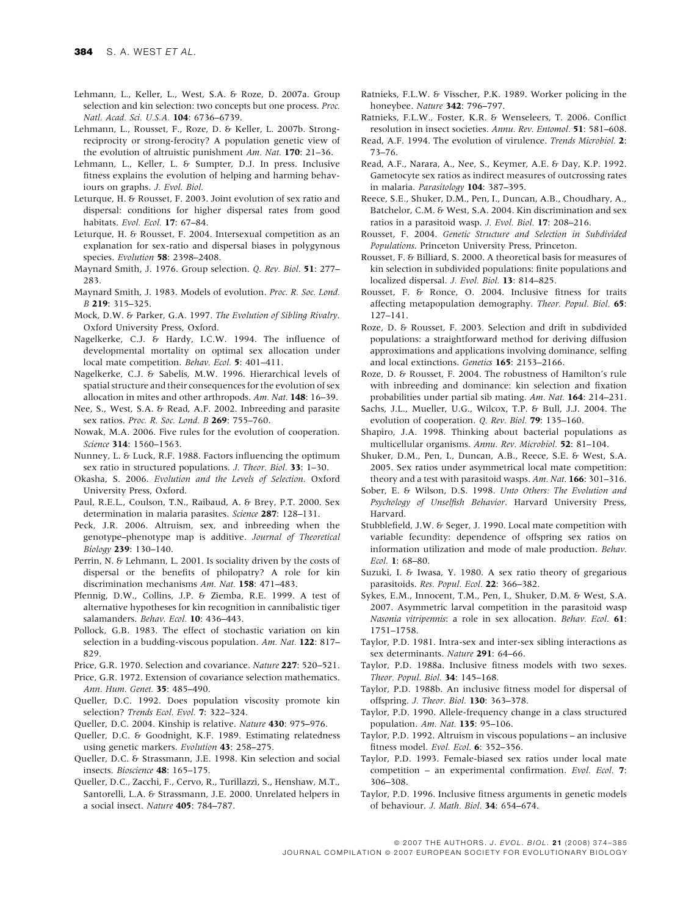Lehmann, L., Keller, L., West, S.A. & Roze, D. 2007a. Group selection and kin selection: two concepts but one process. *Proc. Natl. Acad. Sci. U.S.A.* **104**: 6736–6739.

Lehmann, L., Rousset, F., Roze, D. & Keller, L. 2007b. Strong-reciprocity or strong-ferocity? A population genetic view of the evolution of altruistic punishment *Am. Nat.* **170**: 21–36.

Lehmann, L., Keller, L. & Sumpter, D.J. In press. Inclusive fitness explains the evolution of helping and harming behaviours on graphs. *J. Evol. Biol.*

Leturque, H. & Rousset, F. 2003. Joint evolution of sex ratio and dispersal: conditions for higher dispersal rates from good habitats. *Evol. Ecol.* **17**: 67–84.

Leturque, H. & Rousset, F. 2004. Intersexual competition as an explanation for sex-ratio and dispersal biases in polygynous species. *Evolution* **58**: 2398–2408.

Maynard Smith, J. 1976. Group selection. *Q. Rev. Biol.* **51**: 277–283.

Maynard Smith, J. 1983. Models of evolution. *Proc. R. Soc. Lond. B* **219**: 315–325.

Mock, D.W. & Parker, G.A. 1997. *The Evolution of Sibling Rivalry*. Oxford University Press, Oxford.

Nagelkerke, C.J. & Hardy, I.C.W. 1994. The influence of developmental mortality on optimal sex allocation under local mate competition. *Behav. Ecol.* **5**: 401–411.

Nagelkerke, C.J. & Sabelis, M.W. 1996. Hierarchical levels of spatial structure and their consequences for the evolution of sex allocation in mites and other arthropods. *Am. Nat.* **148**: 16–39.

Nee, S., West, S.A. & Read, A.F. 2002. Inbreeding and parasite sex ratios. *Proc. R. Soc. Lond. B* **269**: 755–760.

Nowak, M.A. 2006. Five rules for the evolution of cooperation. *Science* **314**: 1560–1563.

Nunney, L. & Luck, R.F. 1988. Factors influencing the optimum sex ratio in structured populations. *J. Theor. Biol.* **33**: 1–30.

Okasha, S. 2006. *Evolution and the Levels of Selection*. Oxford University Press, Oxford.

Paul, R.E.L., Coulson, T.N., Raibaud, A. & Brey, P.T. 2000. Sex determination in malaria parasites. *Science* **287**: 128–131.

Peck, J.R. 2006. Altruism, sex, and inbreeding when the genotype–phenotype map is additive. *Journal of Theoretical Biology* **239**: 130–140.

Perrin, N. & Lehmann, L. 2001. Is sociality driven by the costs of dispersal or the benefits of philopatry? A role for kin discrimination mechanisms *Am. Nat.* **158**: 471–483.

Pfennig, D.W., Collins, J.P. & Ziemba, R.E. 1999. A test of alternative hypotheses for kin recognition in cannibalistic tiger salamanders. *Behav. Ecol.* **10**: 436–443.

Pollock, G.B. 1983. The effect of stochastic variation on kin selection in a budding-viscous population. *Am. Nat.* **122**: 817–829.

Price, G.R. 1970. Selection and covariance. *Nature* **227**: 520–521.

Price, G.R. 1972. Extension of covariance selection mathematics. *Ann. Hum. Genet.* **35**: 485–490.

Queller, D.C. 1992. Does population viscosity promote kin selection? *Trends Ecol. Evol.* **7**: 322–324.

Queller, D.C. 2004. Kinship is relative. *Nature* **430**: 975–976.

Queller, D.C. & Goodnight, K.F. 1989. Estimating relatedness using genetic markers. *Evolution* **43**: 258–275.

Queller, D.C. & Strassmann, J.E. 1998. Kin selection and social insects. *Bioscience* **48**: 165–175.

Queller, D.C., Zacchi, F., Cervo, R., Turillazzi, S., Henshaw, M.T., Santorelli, L.A. & Strassmann, J.E. 2000. Unrelated helpers in a social insect. *Nature* **405**: 784–787.

Ratnieks, F.L.W. & Visscher, P.K. 1989. Worker policing in the honeybee. *Nature* **342**: 796–797.

Ratnieks, F.L.W., Foster, K.R. & Wenseleers, T. 2006. Conflict resolution in insect societies. *Annu. Rev. Entomol.* **51**: 581–608.

Read, A.F. 1994. The evolution of virulence. *Trends Microbiol.* **2**: 73–76.

Read, A.F., Narara, A., Nee, S., Keymer, A.E. & Day, K.P. 1992. Gametocyte sex ratios as indirect measures of outcrossing rates in malaria. *Parasitology* **104**: 387–395.

Reece, S.E., Shuker, D.M., Pen, I., Duncan, A.B., Choudhary, A., Batchelor, C.M. & West, S.A. 2004. Kin discrimination and sex ratios in a parasitoid wasp. *J. Evol. Biol.* **17**: 208–216.

Rousset, F. 2004. *Genetic Structure and Selection in Subdivided Populations*. Princeton University Press, Princeton.

Rousset, F. & Billiard, S. 2000. A theoretical basis for measures of kin selection in subdivided populations: finite populations and localized dispersal. *J. Evol. Biol.* **13**: 814–825.

Rousset, F. & Ronce, O. 2004. Inclusive fitness for traits affecting metapopulation demography. *Theor. Popul. Biol.* **65**: 127–141.

Roze, D. & Rousset, F. 2003. Selection and drift in subdivided populations: a straightforward method for deriving diffusion approximations and applications involving dominance, selfing and local extinctions. *Genetics* **165**: 2153–2166.

Roze, D. & Rousset, F. 2004. The robustness of Hamilton's rule with inbreeding and dominance: kin selection and fixation probabilities under partial sib mating. *Am. Nat.* **164**: 214–231.

Sachs, J.L., Mueller, U.G., Wilcox, T.P. & Bull, J.J. 2004. The evolution of cooperation. *Q. Rev. Biol.* **79**: 135–160.

Shapiro, J.A. 1998. Thinking about bacterial populations as multicellular organisms. *Annu. Rev. Microbiol.* **52**: 81–104.

Shuker, D.M., Pen, I., Duncan, A.B., Reece, S.E. & West, S.A. 2005. Sex ratios under asymmetrical local mate competition: theory and a test with parasitoid wasps. *Am. Nat.* **166**: 301–316.

Sober, E. & Wilson, D.S. 1998. *Unto Others: The Evolution and Psychology of Unselfish Behavior*. Harvard University Press, Harvard.

Stubblefield, J.W. & Seger, J. 1990. Local mate competition with variable fecundity: dependence of offspring sex ratios on information utilization and mode of male production. *Behav. Ecol.* **1**: 68–80.

Suzuki, I. & Iwasa, Y. 1980. A sex ratio theory of gregarious parasitoids. *Res. Popul. Ecol.* **22**: 366–382.

Sykes, E.M., Innocent, T.M., Pen, I., Shuker, D.M. & West, S.A. 2007. Asymmetric larval competition in the parasitoid wasp *Nasonia vitripennis*: a role in sex allocation. *Behav. Ecol.* **61**: 1751–1758.

Taylor, P.D. 1981. Intra-sex and inter-sex sibling interactions as sex determinants. *Nature* **291**: 64–66.

Taylor, P.D. 1988a. Inclusive fitness models with two sexes. *Theor. Popul. Biol.* **34**: 145–168.

Taylor, P.D. 1988b. An inclusive fitness model for dispersal of offspring. *J. Theor. Biol.* **130**: 363–378.

Taylor, P.D. 1990. Allele-frequency change in a class structured population. *Am. Nat.* **135**: 95–106.

Taylor, P.D. 1992. Altruism in viscous populations – an inclusive fitness model. *Evol. Ecol.* **6**: 352–356.

Taylor, P.D. 1993. Female-biased sex ratios under local mate competition – an experimental confirmation. *Evol. Ecol.* **7**: 306–308.

Taylor, P.D. 1996. Inclusive fitness arguments in genetic models of behaviour. *J. Math. Biol.* **34**: 654–674.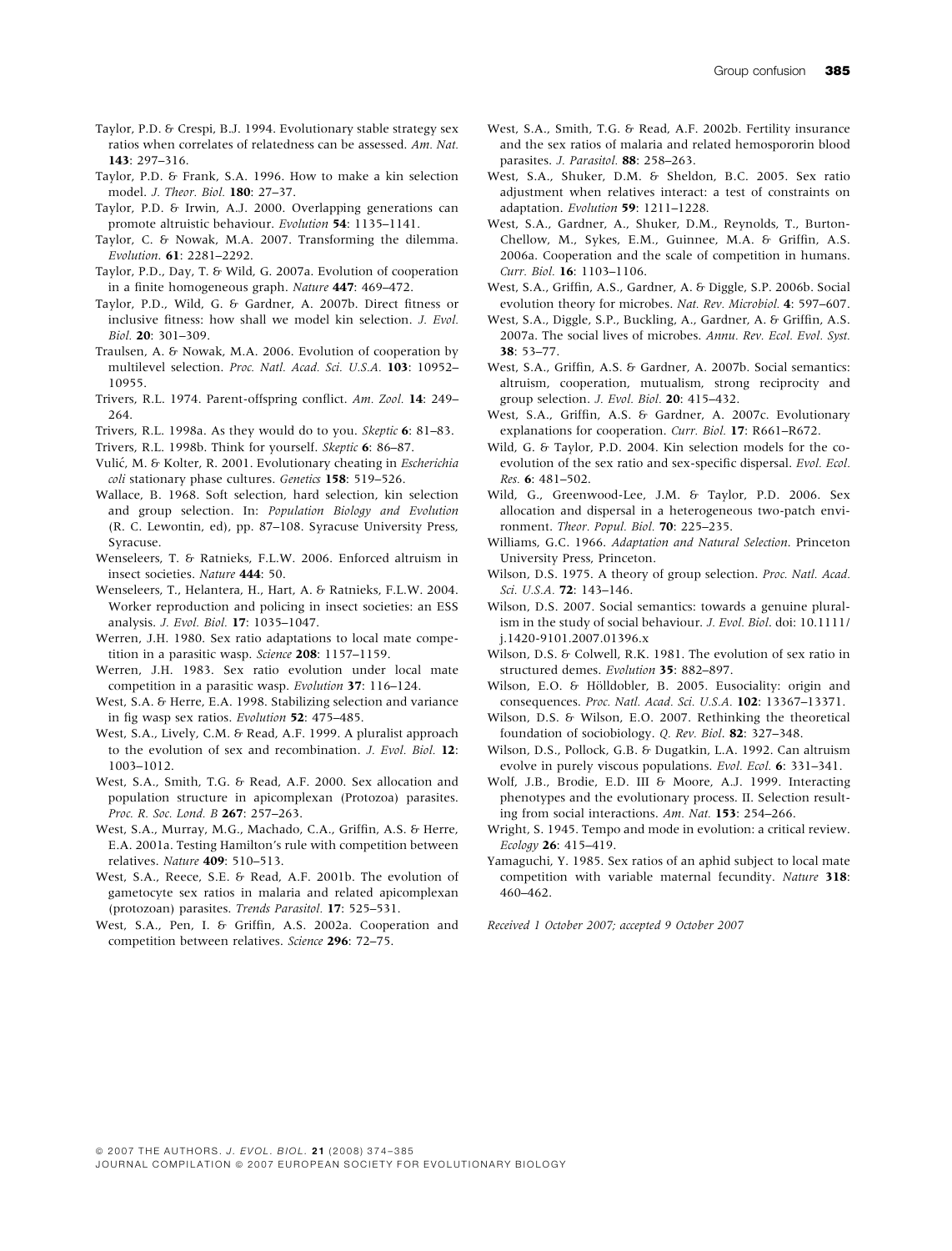Taylor, P.D. & Crespi, B.J. 1994. Evolutionary stable strategy sex ratios when correlates of relatedness can be assessed. *Am. Nat.* **143**: 297–316.

Taylor, P.D. & Frank, S.A. 1996. How to make a kin selection model. *J. Theor. Biol.* **180**: 27–37.

Taylor, P.D. & Irwin, A.J. 2000. Overlapping generations can promote altruistic behaviour. *Evolution* **54**: 1135–1141.

Taylor, C. & Nowak, M.A. 2007. Transforming the dilemma. *Evolution.* **61**: 2281–2292.

Taylor, P.D., Day, T. & Wild, G. 2007a. Evolution of cooperation in a finite homogeneous graph. *Nature* **447**: 469–472.

Taylor, P.D., Wild, G. & Gardner, A. 2007b. Direct fitness or inclusive fitness: how shall we model kin selection. *J. Evol. Biol.* **20**: 301–309.

Traulsen, A. & Nowak, M.A. 2006. Evolution of cooperation by multilevel selection. *Proc. Natl. Acad. Sci. U.S.A.* **103**: 10952–10955.

Trivers, R.L. 1974. Parent-offspring conflict. *Am. Zool.* **14**: 249–264.

Trivers, R.L. 1998a. As they would do to you. *Skeptic* **6**: 81–83.

Trivers, R.L. 1998b. Think for yourself. *Skeptic* **6**: 86–87.

Vulić, M. & Kolter, R. 2001. Evolutionary cheating in *Escherichia coli* stationary phase cultures. *Genetics* **158**: 519–526.

Wallace, B. 1968. Soft selection, hard selection, kin selection and group selection. In: *Population Biology and Evolution* (R. C. Lewontin, ed), pp. 87–108. Syracuse University Press, Syracuse.

Wenseleers, T. & Ratnieks, F.L.W. 2006. Enforced altruism in insect societies. *Nature* **444**: 50.

Wenseleers, T., Helantera, H., Hart, A. & Ratnieks, F.L.W. 2004. Worker reproduction and policing in insect societies: an ESS analysis. *J. Evol. Biol.* **17**: 1035–1047.

Werren, J.H. 1980. Sex ratio adaptations to local mate competition in a parasitic wasp. *Science* **208**: 1157–1159.

Werren, J.H. 1983. Sex ratio evolution under local mate competition in a parasitic wasp. *Evolution* **37**: 116–124.

West, S.A. & Herre, E.A. 1998. Stabilizing selection and variance in fig wasp sex ratios. *Evolution* **52**: 475–485.

West, S.A., Lively, C.M. & Read, A.F. 1999. A pluralist approach to the evolution of sex and recombination. *J. Evol. Biol.* **12**: 1003–1012.

West, S.A., Smith, T.G. & Read, A.F. 2000. Sex allocation and population structure in apicomplexan (Protozoa) parasites. *Proc. R. Soc. Lond. B* **267**: 257–263.

West, S.A., Murray, M.G., Machado, C.A., Griffin, A.S. & Herre, E.A. 2001a. Testing Hamilton's rule with competition between relatives. *Nature* **409**: 510–513.

West, S.A., Reece, S.E. & Read, A.F. 2001b. The evolution of gametocyte sex ratios in malaria and related apicomplexan (protozoan) parasites. *Trends Parasitol.* **17**: 525–531.

West, S.A., Pen, I. & Griffin, A.S. 2002a. Cooperation and competition between relatives. *Science* **296**: 72–75.

West, S.A., Smith, T.G. & Read, A.F. 2002b. Fertility insurance and the sex ratios of malaria and related hemospororin blood parasites. *J. Parasitol.* **88**: 258–263.

West, S.A., Shuker, D.M. & Sheldon, B.C. 2005. Sex ratio adjustment when relatives interact: a test of constraints on adaptation. *Evolution* **59**: 1211–1228.

West, S.A., Gardner, A., Shuker, D.M., Reynolds, T., Burton-Chellow, M., Sykes, E.M., Guinnee, M.A. & Griffin, A.S. 2006a. Cooperation and the scale of competition in humans. *Curr. Biol.* **16**: 1103–1106.

West, S.A., Griffin, A.S., Gardner, A. & Diggle, S.P. 2006b. Social evolution theory for microbes. *Nat. Rev. Microbiol.* **4**: 597–607.

West, S.A., Diggle, S.P., Buckling, A., Gardner, A. & Griffin, A.S. 2007a. The social lives of microbes. *Annu. Rev. Ecol. Evol. Syst.* **38**: 53–77.

West, S.A., Griffin, A.S. & Gardner, A. 2007b. Social semantics: altruism, cooperation, mutualism, strong reciprocity and group selection. *J. Evol. Biol.* **20**: 415–432.

West, S.A., Griffin, A.S. & Gardner, A. 2007c. Evolutionary explanations for cooperation. *Curr. Biol.* **17**: R661–R672.

Wild, G. & Taylor, P.D. 2004. Kin selection models for the co-evolution of the sex ratio and sex-specific dispersal. *Evol. Ecol. Res.* **6**: 481–502.

Wild, G., Greenwood-Lee, J.M. & Taylor, P.D. 2006. Sex allocation and dispersal in a heterogeneous two-patch environment. *Theor. Popul. Biol.* **70**: 225–235.

Williams, G.C. 1966. *Adaptation and Natural Selection*. Princeton University Press, Princeton.

Wilson, D.S. 1975. A theory of group selection. *Proc. Natl. Acad. Sci. U.S.A.* **72**: 143–146.

Wilson, D.S. 2007. Social semantics: towards a genuine pluralism in the study of social behaviour. *J. Evol. Biol*. doi: 10.1111/j.1420-9101.2007.01396.x

Wilson, D.S. & Colwell, R.K. 1981. The evolution of sex ratio in structured demes. *Evolution* **35**: 882–897.

Wilson, E.O. & Hölldobler, B. 2005. Eusociality: origin and consequences. *Proc. Natl. Acad. Sci. U.S.A.* **102**: 13367–13371.

Wilson, D.S. & Wilson, E.O. 2007. Rethinking the theoretical foundation of sociobiology. *Q. Rev. Biol*. **82**: 327–348.

Wilson, D.S., Pollock, G.B. & Dugatkin, L.A. 1992. Can altruism evolve in purely viscous populations. *Evol. Ecol.* **6**: 331–341.

Wolf, J.B., Brodie, E.D. III & Moore, A.J. 1999. Interacting phenotypes and the evolutionary process. II. Selection resulting from social interactions. *Am. Nat.* **153**: 254–266.

Wright, S. 1945. Tempo and mode in evolution: a critical review. *Ecology* **26**: 415–419.

Yamaguchi, Y. 1985. Sex ratios of an aphid subject to local mate competition with variable maternal fecundity. *Nature* **318**: 460–462.

*Received 1 October 2007; accepted 9 October 2007*